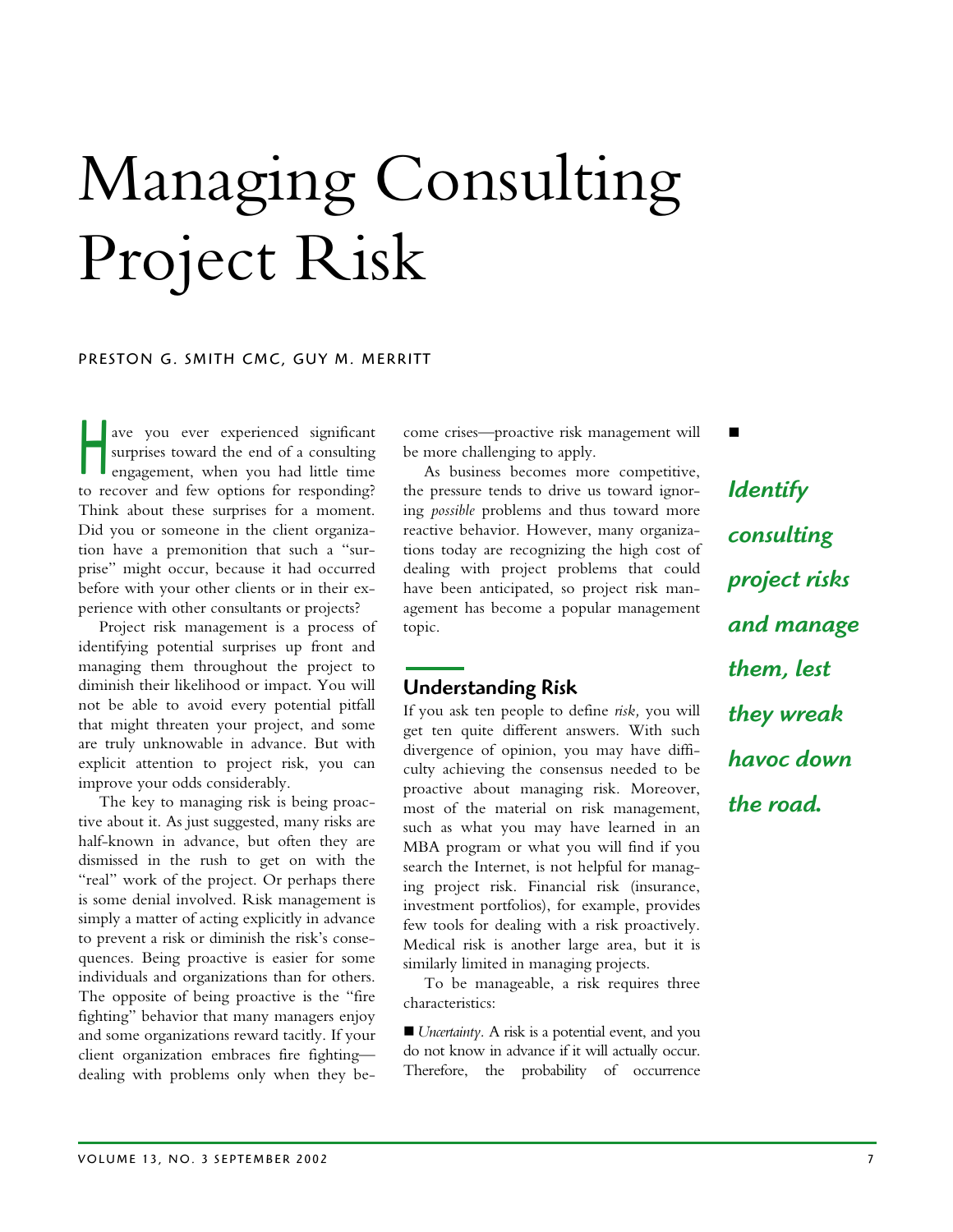# Managing Consulting Project Risk

PRESTON G. SMITH CMC, GUY M. MERRITT

*Identify consulting project risks and manage them, lest they wreak havoc down the road.*

Have you ever experienced significant surprises toward the end of a consulting engagement, when you had little time to recover and few options for responding? Think about these surprises for a moment. Did you or someone in the client organization have a premonition that such a "surprise" might occur, because it had occurred before with your other clients or in their experience with other consultants or projects?

Project risk management is a process of identifying potential surprises up front and managing them throughout the project to diminish their likelihood or impact. You will not be able to avoid every potential pitfall that might threaten your project, and some are truly unknowable in advance. But with explicit attention to project risk, you can improve your odds considerably.

The key to managing risk is being proactive about it. As just suggested, many risks are half-known in advance, but often they are dismissed in the rush to get on with the "real" work of the project. Or perhaps there is some denial involved. Risk management is simply a matter of acting explicitly in advance to prevent a risk or diminish the risk's consequences. Being proactive is easier for some individuals and organizations than for others. The opposite of being proactive is the "fire fighting" behavior that many managers enjoy and some organizations reward tacitly. If your client organization embraces fire fighting—dealing with problems only when they become crises—proactive risk management will be more challenging to apply.

As business becomes more competitive, the pressure tends to drive us toward ignoring *possible* problems and thus toward more reactive behavior. However, many organizations today are recognizing the high cost of dealing with project problems that could have been anticipated, so project risk management has become a popular management topic.

## Understanding Risk

If you ask ten people to define *risk,* you will get ten quite different answers. With such divergence of opinion, you may have difficulty achieving the consensus needed to be proactive about managing risk. Moreover, most of the material on risk management, such as what you may have learned in an MBA program or what you will find if you search the Internet, is not helpful for managing project risk. Financial risk (insurance, investment portfolios), for example, provides few tools for dealing with a risk proactively. Medical risk is another large area, but it is similarly limited in managing projects.

To be manageable, a risk requires three characteristics:

- *Uncertainty*. A risk is a potential event, and you do not know in advance if it will actually occur. Therefore, the probability of occurrence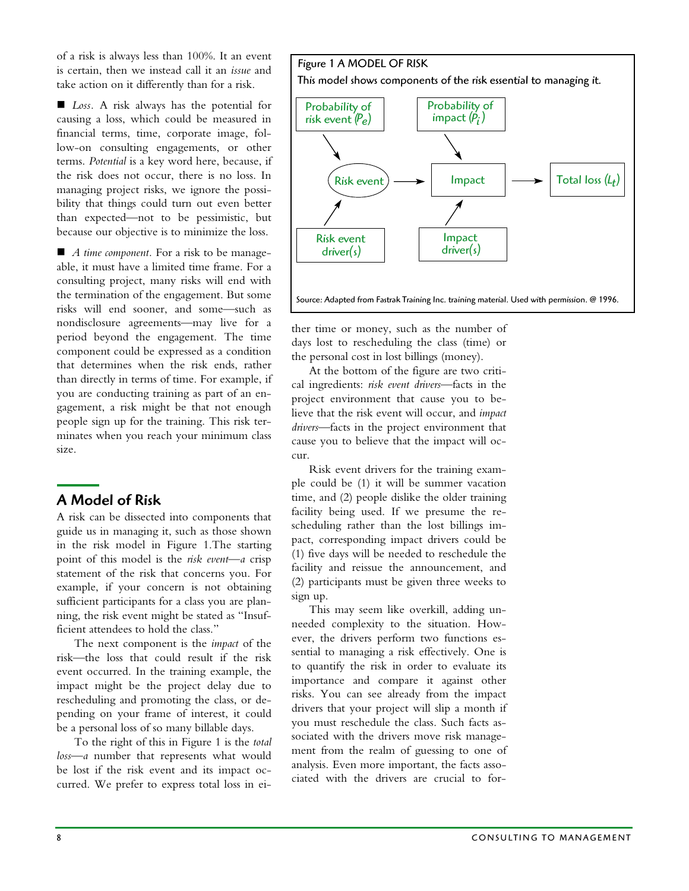of a risk is always less than 100%. It an event is certain, then we instead call it an *issue* and take action on it differently than for a risk.

- *Loss*. A risk always has the potential for causing a loss, which could be measured in financial terms, time, corporate image, follow-on consulting engagements, or other terms. *Potential* is a key word here, because, if the risk does not occur, there is no loss. In managing project risks, we ignore the possibility that things could turn out even better than expected—not to be pessimistic, but because our objective is to minimize the loss.

- *A time component*. For a risk to be manageable, it must have a limited time frame. For a consulting project, many risks will end with the termination of the engagement. But some risks will end sooner, and some—such as nondisclosure agreements—may live for a period beyond the engagement. The time component could be expressed as a condition that determines when the risk ends, rather than directly in terms of time. For example, if you are conducting training as part of an engagement, a risk might be that not enough people sign up for the training. This risk terminates when you reach your minimum class size.

## A Model of Risk

A risk can be dissected into components that guide us in managing it, such as those shown in the risk model in Figure 1.The starting point of this model is the *risk event*—a crisp statement of the risk that concerns you. For example, if your concern is not obtaining sufficient participants for a class you are planning, the risk event might be stated as "Insufficient attendees to hold the class."

The next component is the *impact* of the risk—the loss that could result if the risk event occurred. In the training example, the impact might be the project delay due to rescheduling and promoting the class, or depending on your frame of interest, it could be a personal loss of so many billable days.

To the right of this in Figure 1 is the *total loss*—a number that represents what would be lost if the risk event and its impact occurred. We prefer to express total loss in either time or money, such as the number of days lost to rescheduling the class (time) or the personal cost in lost billings (money).

**Figure 1 A MODEL OF RISK**

This model shows components of the risk essential to managing it.

- Probability of risk event ($P_e$) → Risk event
- Risk event driver(s) → Risk event
- Risk event → Impact
- Probability of impact ($P_i$) → Impact
- Impact driver(s) → Impact
- Impact → Total loss ($L_t$)

Source: Adapted from Fastrak Training Inc. training material. Used with permission. @ 1996.

At the bottom of the figure are two critical ingredients: *risk event drivers*—facts in the project environment that cause you to believe that the risk event will occur, and *impact drivers*—facts in the project environment that cause you to believe that the impact will occur.

Risk event drivers for the training example could be (1) it will be summer vacation time, and (2) people dislike the older training facility being used. If we presume the rescheduling rather than the lost billings impact, corresponding impact drivers could be (1) five days will be needed to reschedule the facility and reissue the announcement, and (2) participants must be given three weeks to sign up.

This may seem like overkill, adding unneeded complexity to the situation. However, the drivers perform two functions essential to managing a risk effectively. One is to quantify the risk in order to evaluate its importance and compare it against other risks. You can see already from the impact drivers that your project will slip a month if you must reschedule the class. Such facts associated with the drivers move risk management from the realm of guessing to one of analysis. Even more important, the facts associated with the drivers are crucial to for-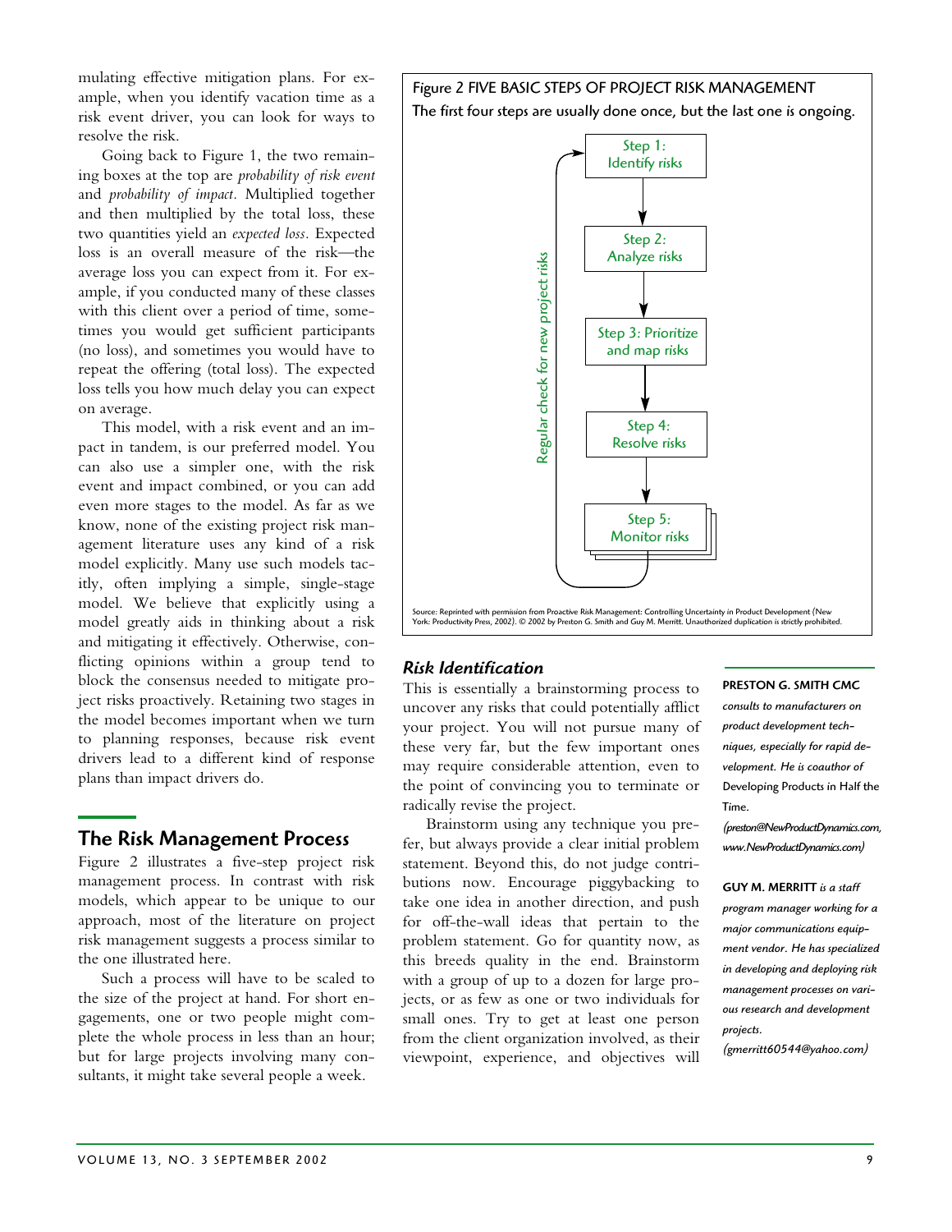mulating effective mitigation plans. For example, when you identify vacation time as a risk event driver, you can look for ways to resolve the risk.

Going back to Figure 1, the two remaining boxes at the top are *probability of risk event* and *probability of impact*. Multiplied together and then multiplied by the total loss, these two quantities yield an *expected loss*. Expected loss is an overall measure of the risk—the average loss you can expect from it. For example, if you conducted many of these classes with this client over a period of time, sometimes you would get sufficient participants (no loss), and sometimes you would have to repeat the offering (total loss). The expected loss tells you how much delay you can expect on average.

This model, with a risk event and an impact in tandem, is our preferred model. You can also use a simpler one, with the risk event and impact combined, or you can add even more stages to the model. As far as we know, none of the existing project risk management literature uses any kind of a risk model explicitly. Many use such models tacitly, often implying a simple, single-stage model. We believe that explicitly using a model greatly aids in thinking about a risk and mitigating it effectively. Otherwise, conflicting opinions within a group tend to block the consensus needed to mitigate project risks proactively. Retaining two stages in the model becomes important when we turn to planning responses, because risk event drivers lead to a different kind of response plans than impact drivers do.

## The Risk Management Process

Figure 2 illustrates a five-step project risk management process. In contrast with risk models, which appear to be unique to our approach, most of the literature on project risk management suggests a process similar to the one illustrated here.

Such a process will have to be scaled to the size of the project at hand. For short engagements, one or two people might complete the whole process in less than an hour; but for large projects involving many consultants, it might take several people a week.

**Figure 2 FIVE BASIC STEPS OF PROJECT RISK MANAGEMENT**
The first four steps are usually done once, but the last one is ongoing.

Step 1: Identify risks → Step 2: Analyze risks → Step 3: Prioritize and map risks → Step 4: Resolve risks → Step 5: Monitor risks → (Regular check for new project risks) → Step 1

Source: Reprinted with permission from Proactive Risk Management: Controlling Uncertainty in Product Development (New York: Productivity Press, 2002). © 2002 by Preston G. Smith and Guy M. Merritt. Unauthorized duplication is strictly prohibited.

### *Risk Identification*

This is essentially a brainstorming process to uncover any risks that could potentially afflict your project. You will not pursue many of these very far, but the few important ones may require considerable attention, even to the point of convincing you to terminate or radically revise the project.

Brainstorm using any technique you prefer, but always provide a clear initial problem statement. Beyond this, do not judge contributions now. Encourage piggybacking to take one idea in another direction, and push for off-the-wall ideas that pertain to the problem statement. Go for quantity now, as this breeds quality in the end. Brainstorm with a group of up to a dozen for large projects, or as few as one or two individuals for small ones. Try to get at least one person from the client organization involved, as their viewpoint, experience, and objectives will

**PRESTON G. SMITH CMC** *consults to manufacturers on product development techniques, especially for rapid development. He is coauthor of* Developing Products in Half the Time. *(preston@NewProductDynamics.com, www.NewProductDynamics.com)*

**GUY M. MERRITT** *is a staff program manager working for a major communications equipment vendor. He has specialized in developing and deploying risk management processes on various research and development projects. (gmerritt60544@yahoo.com)*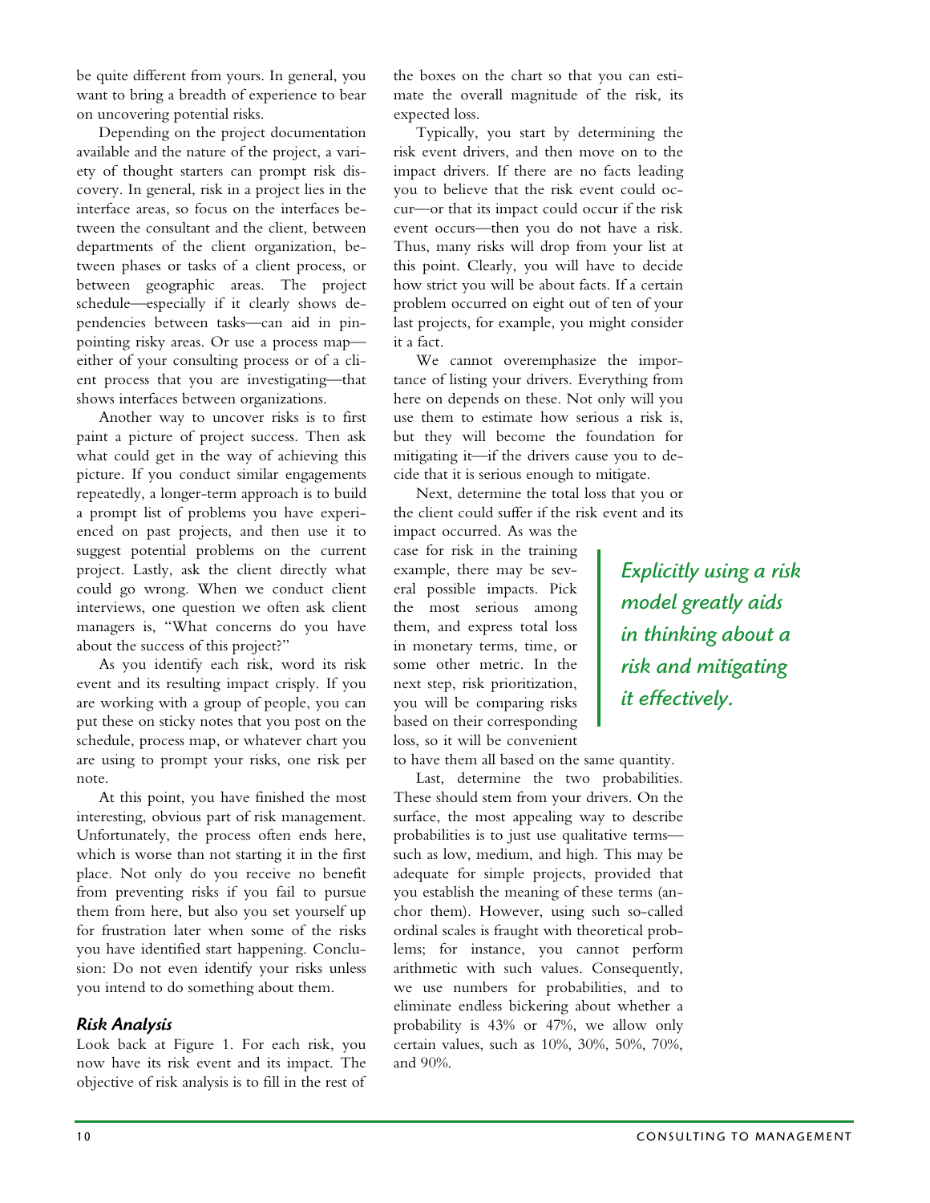be quite different from yours. In general, you want to bring a breadth of experience to bear on uncovering potential risks.

Depending on the project documentation available and the nature of the project, a variety of thought starters can prompt risk discovery. In general, risk in a project lies in the interface areas, so focus on the interfaces between the consultant and the client, between departments of the client organization, between phases or tasks of a client process, or between geographic areas. The project schedule—especially if it clearly shows dependencies between tasks—can aid in pinpointing risky areas. Or use a process map—either of your consulting process or of a client process that you are investigating—that shows interfaces between organizations.

Another way to uncover risks is to first paint a picture of project success. Then ask what could get in the way of achieving this picture. If you conduct similar engagements repeatedly, a longer-term approach is to build a prompt list of problems you have experienced on past projects, and then use it to suggest potential problems on the current project. Lastly, ask the client directly what could go wrong. When we conduct client interviews, one question we often ask client managers is, "What concerns do you have about the success of this project?"

As you identify each risk, word its risk event and its resulting impact crisply. If you are working with a group of people, you can put these on sticky notes that you post on the schedule, process map, or whatever chart you are using to prompt your risks, one risk per note.

At this point, you have finished the most interesting, obvious part of risk management. Unfortunately, the process often ends here, which is worse than not starting it in the first place. Not only do you receive no benefit from preventing risks if you fail to pursue them from here, but also you set yourself up for frustration later when some of the risks you have identified start happening. Conclusion: Do not even identify your risks unless you intend to do something about them.

### *Risk Analysis*

Look back at Figure 1. For each risk, you now have its risk event and its impact. The objective of risk analysis is to fill in the rest of the boxes on the chart so that you can estimate the overall magnitude of the risk, its expected loss.

Typically, you start by determining the risk event drivers, and then move on to the impact drivers. If there are no facts leading you to believe that the risk event could occur—or that its impact could occur if the risk event occurs—then you do not have a risk. Thus, many risks will drop from your list at this point. Clearly, you will have to decide how strict you will be about facts. If a certain problem occurred on eight out of ten of your last projects, for example, you might consider it a fact.

We cannot overemphasize the importance of listing your drivers. Everything from here on depends on these. Not only will you use them to estimate how serious a risk is, but they will become the foundation for mitigating it—if the drivers cause you to decide that it is serious enough to mitigate.

Next, determine the total loss that you or the client could suffer if the risk event and its impact occurred. As was the case for risk in the training example, there may be several possible impacts. Pick the most serious among them, and express total loss in monetary terms, time, or some other metric. In the next step, risk prioritization, you will be comparing risks based on their corresponding loss, so it will be convenient to have them all based on the same quantity.

> ***Explicitly using a risk model greatly aids in thinking about a risk and mitigating it effectively.***

Last, determine the two probabilities. These should stem from your drivers. On the surface, the most appealing way to describe probabilities is to just use qualitative terms—such as low, medium, and high. This may be adequate for simple projects, provided that you establish the meaning of these terms (anchor them). However, using such so-called ordinal scales is fraught with theoretical problems; for instance, you cannot perform arithmetic with such values. Consequently, we use numbers for probabilities, and to eliminate endless bickering about whether a probability is 43% or 47%, we allow only certain values, such as 10%, 30%, 50%, 70%, and 90%.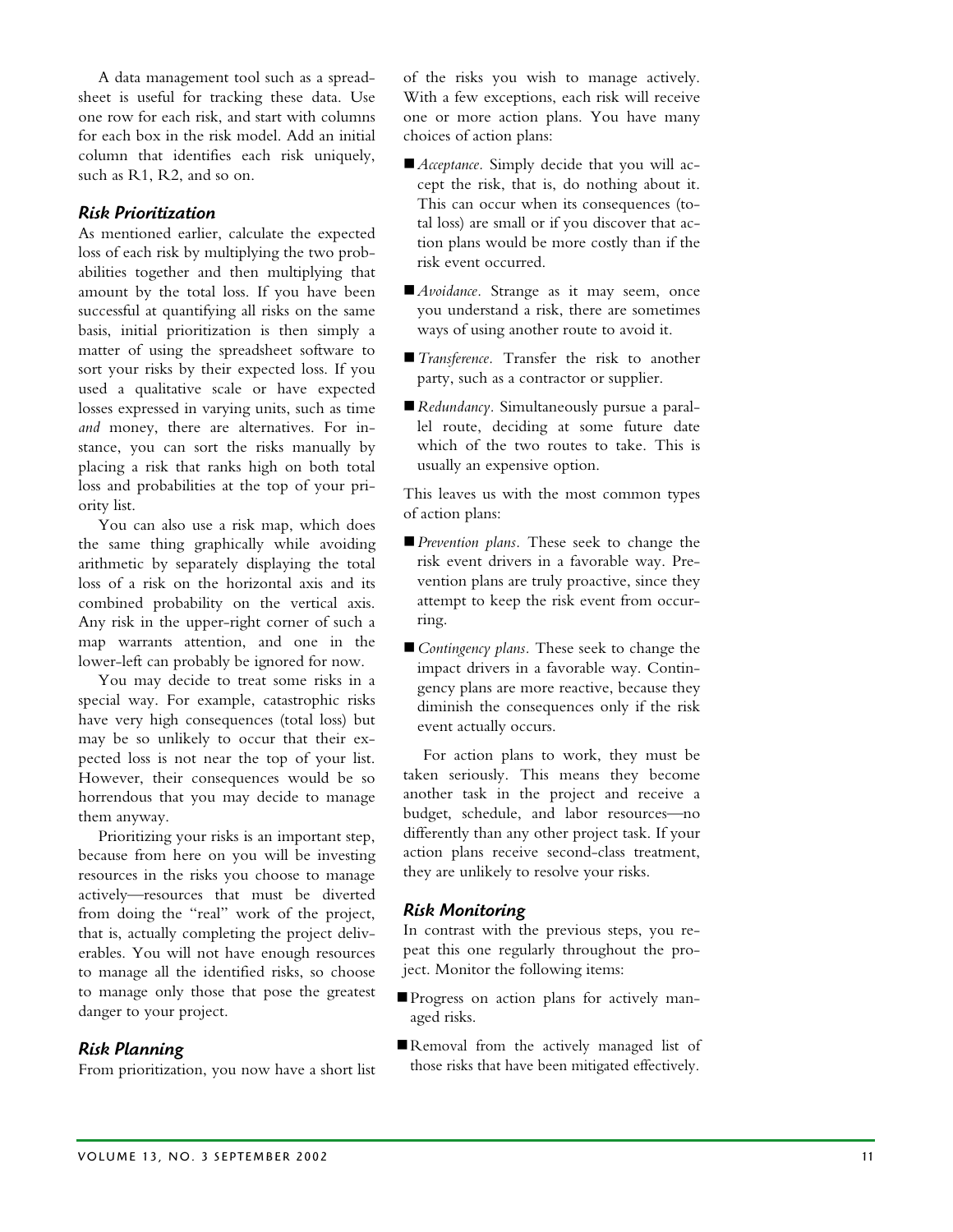A data management tool such as a spreadsheet is useful for tracking these data. Use one row for each risk, and start with columns for each box in the risk model. Add an initial column that identifies each risk uniquely, such as R1, R2, and so on.

### *Risk Prioritization*

As mentioned earlier, calculate the expected loss of each risk by multiplying the two probabilities together and then multiplying that amount by the total loss. If you have been successful at quantifying all risks on the same basis, initial prioritization is then simply a matter of using the spreadsheet software to sort your risks by their expected loss. If you used a qualitative scale or have expected losses expressed in varying units, such as time *and* money, there are alternatives. For instance, you can sort the risks manually by placing a risk that ranks high on both total loss and probabilities at the top of your priority list.

You can also use a risk map, which does the same thing graphically while avoiding arithmetic by separately displaying the total loss of a risk on the horizontal axis and its combined probability on the vertical axis. Any risk in the upper-right corner of such a map warrants attention, and one in the lower-left can probably be ignored for now.

You may decide to treat some risks in a special way. For example, catastrophic risks have very high consequences (total loss) but may be so unlikely to occur that their expected loss is not near the top of your list. However, their consequences would be so horrendous that you may decide to manage them anyway.

Prioritizing your risks is an important step, because from here on you will be investing resources in the risks you choose to manage actively—resources that must be diverted from doing the "real" work of the project, that is, actually completing the project deliverables. You will not have enough resources to manage all the identified risks, so choose to manage only those that pose the greatest danger to your project.

### *Risk Planning*

From prioritization, you now have a short list of the risks you wish to manage actively. With a few exceptions, each risk will receive one or more action plans. You have many choices of action plans:

- *Acceptance.* Simply decide that you will accept the risk, that is, do nothing about it. This can occur when its consequences (total loss) are small or if you discover that action plans would be more costly than if the risk event occurred.
- *Avoidance.* Strange as it may seem, once you understand a risk, there are sometimes ways of using another route to avoid it.
- *Transference.* Transfer the risk to another party, such as a contractor or supplier.
- *Redundancy.* Simultaneously pursue a parallel route, deciding at some future date which of the two routes to take. This is usually an expensive option.

This leaves us with the most common types of action plans:

- *Prevention plans.* These seek to change the risk event drivers in a favorable way. Prevention plans are truly proactive, since they attempt to keep the risk event from occurring.
- *Contingency plans.* These seek to change the impact drivers in a favorable way. Contingency plans are more reactive, because they diminish the consequences only if the risk event actually occurs.

For action plans to work, they must be taken seriously. This means they become another task in the project and receive a budget, schedule, and labor resources—no differently than any other project task. If your action plans receive second-class treatment, they are unlikely to resolve your risks.

### *Risk Monitoring*

In contrast with the previous steps, you repeat this one regularly throughout the project. Monitor the following items:

- Progress on action plans for actively managed risks.
- Removal from the actively managed list of those risks that have been mitigated effectively.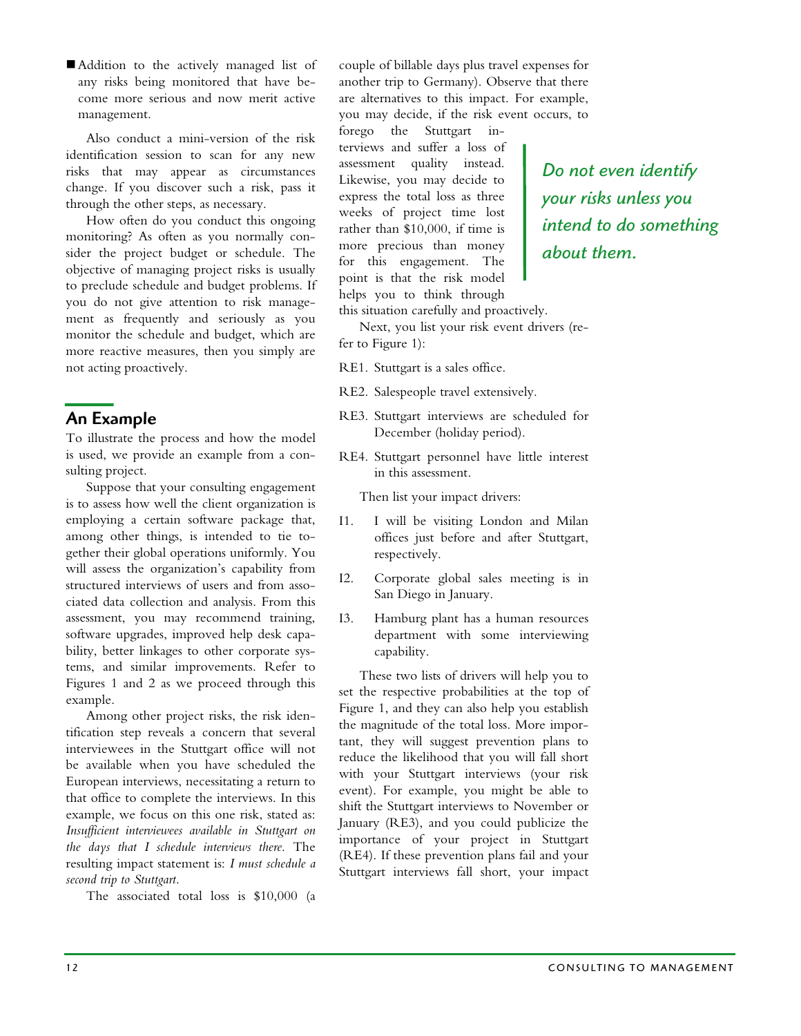- Addition to the actively managed list of any risks being monitored that have become more serious and now merit active management.

Also conduct a mini-version of the risk identification session to scan for any new risks that may appear as circumstances change. If you discover such a risk, pass it through the other steps, as necessary.

How often do you conduct this ongoing monitoring? As often as you normally consider the project budget or schedule. The objective of managing project risks is usually to preclude schedule and budget problems. If you do not give attention to risk management as frequently and seriously as you monitor the schedule and budget, which are more reactive measures, then you simply are not acting proactively.

## An Example

To illustrate the process and how the model is used, we provide an example from a consulting project.

Suppose that your consulting engagement is to assess how well the client organization is employing a certain software package that, among other things, is intended to tie together their global operations uniformly. You will assess the organization's capability from structured interviews of users and from associated data collection and analysis. From this assessment, you may recommend training, software upgrades, improved help desk capability, better linkages to other corporate systems, and similar improvements. Refer to Figures 1 and 2 as we proceed through this example.

Among other project risks, the risk identification step reveals a concern that several interviewees in the Stuttgart office will not be available when you have scheduled the European interviews, necessitating a return to that office to complete the interviews. In this example, we focus on this one risk, stated as: *Insufficient interviewees available in Stuttgart on the days that I schedule interviews there.* The resulting impact statement is: *I must schedule a second trip to Stuttgart.*

The associated total loss is $10,000 (a couple of billable days plus travel expenses for another trip to Germany). Observe that there are alternatives to this impact. For example, you may decide, if the risk event occurs, to forego the Stuttgart interviews and suffer a loss of assessment quality instead. Likewise, you may decide to express the total loss as three weeks of project time lost rather than $10,000, if time is more precious than money for this engagement. The point is that the risk model helps you to think through this situation carefully and proactively.

*Do not even identify your risks unless you intend to do something about them.*

Next, you list your risk event drivers (refer to Figure 1):

RE1. Stuttgart is a sales office.

RE2. Salespeople travel extensively.

RE3. Stuttgart interviews are scheduled for December (holiday period).

RE4. Stuttgart personnel have little interest in this assessment.

Then list your impact drivers:

I1. I will be visiting London and Milan offices just before and after Stuttgart, respectively.

I2. Corporate global sales meeting is in San Diego in January.

I3. Hamburg plant has a human resources department with some interviewing capability.

These two lists of drivers will help you to set the respective probabilities at the top of Figure 1, and they can also help you establish the magnitude of the total loss. More important, they will suggest prevention plans to reduce the likelihood that you will fall short with your Stuttgart interviews (your risk event). For example, you might be able to shift the Stuttgart interviews to November or January (RE3), and you could publicize the importance of your project in Stuttgart (RE4). If these prevention plans fail and your Stuttgart interviews fall short, your impact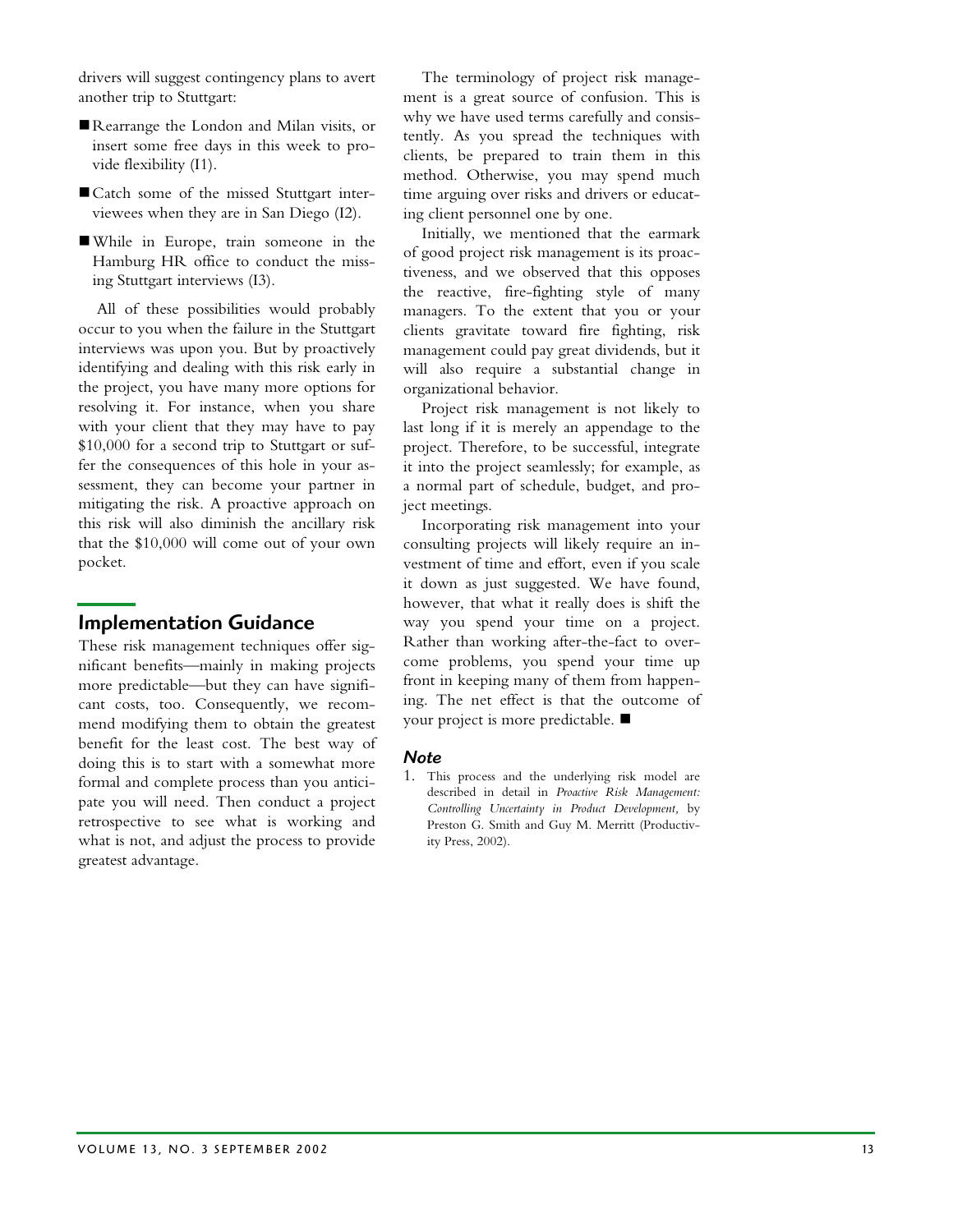drivers will suggest contingency plans to avert another trip to Stuttgart:

- Rearrange the London and Milan visits, or insert some free days in this week to provide flexibility (I1).
- Catch some of the missed Stuttgart interviewees when they are in San Diego (I2).
- While in Europe, train someone in the Hamburg HR office to conduct the missing Stuttgart interviews (I3).

All of these possibilities would probably occur to you when the failure in the Stuttgart interviews was upon you. But by proactively identifying and dealing with this risk early in the project, you have many more options for resolving it. For instance, when you share with your client that they may have to pay $10,000 for a second trip to Stuttgart or suffer the consequences of this hole in your assessment, they can become your partner in mitigating the risk. A proactive approach on this risk will also diminish the ancillary risk that the $10,000 will come out of your own pocket.

## Implementation Guidance

These risk management techniques offer significant benefits—mainly in making projects more predictable—but they can have significant costs, too. Consequently, we recommend modifying them to obtain the greatest benefit for the least cost. The best way of doing this is to start with a somewhat more formal and complete process than you anticipate you will need. Then conduct a project retrospective to see what is working and what is not, and adjust the process to provide greatest advantage.

The terminology of project risk management is a great source of confusion. This is why we have used terms carefully and consistently. As you spread the techniques with clients, be prepared to train them in this method. Otherwise, you may spend much time arguing over risks and drivers or educating client personnel one by one.

Initially, we mentioned that the earmark of good project risk management is its proactiveness, and we observed that this opposes the reactive, fire-fighting style of many managers. To the extent that you or your clients gravitate toward fire fighting, risk management could pay great dividends, but it will also require a substantial change in organizational behavior.

Project risk management is not likely to last long if it is merely an appendage to the project. Therefore, to be successful, integrate it into the project seamlessly; for example, as a normal part of schedule, budget, and project meetings.

Incorporating risk management into your consulting projects will likely require an investment of time and effort, even if you scale it down as just suggested. We have found, however, that what it really does is shift the way you spend your time on a project. Rather than working after-the-fact to overcome problems, you spend your time up front in keeping many of them from happening. The net effect is that the outcome of your project is more predictable. ■

### *Note*

1. This process and the underlying risk model are described in detail in *Proactive Risk Management: Controlling Uncertainty in Product Development,* by Preston G. Smith and Guy M. Merritt (Productivity Press, 2002).